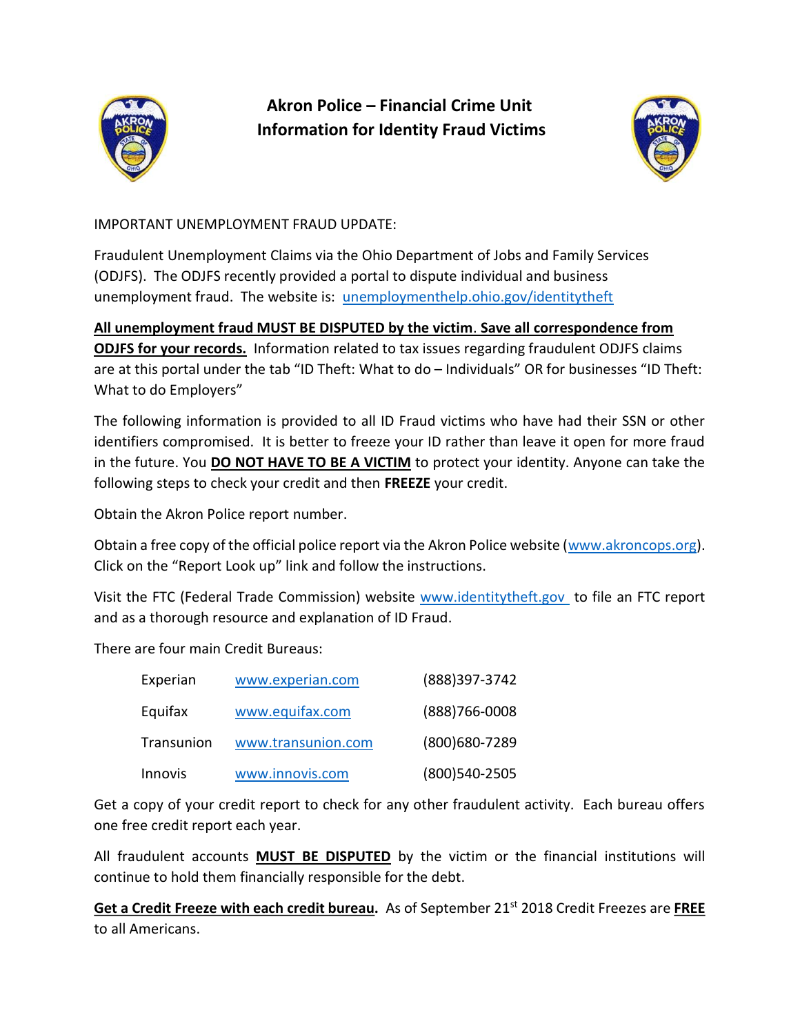# Akron Police – Financial Crime Unit
# Information for Identity Fraud Victims

IMPORTANT UNEMPLOYMENT FRAUD UPDATE:

Fraudulent Unemployment Claims via the Ohio Department of Jobs and Family Services (ODJFS). The ODJFS recently provided a portal to dispute individual and business unemployment fraud. The website is: unemploymenthelp.ohio.gov/identitytheft

**All unemployment fraud MUST BE DISPUTED by the victim**. **Save all correspondence from ODJFS for your records.** Information related to tax issues regarding fraudulent ODJFS claims are at this portal under the tab "ID Theft: What to do – Individuals" OR for businesses "ID Theft: What to do Employers"

The following information is provided to all ID Fraud victims who have had their SSN or other identifiers compromised. It is better to freeze your ID rather than leave it open for more fraud in the future. You **DO NOT HAVE TO BE A VICTIM** to protect your identity. Anyone can take the following steps to check your credit and then **FREEZE** your credit.

Obtain the Akron Police report number.

Obtain a free copy of the official police report via the Akron Police website (www.akroncops.org). Click on the "Report Look up" link and follow the instructions.

Visit the FTC (Federal Trade Commission) website www.identitytheft.gov to file an FTC report and as a thorough resource and explanation of ID Fraud.

There are four main Credit Bureaus:

| | | |
|---|---|---|
| Experian | www.experian.com | (888)397-3742 |
| Equifax | www.equifax.com | (888)766-0008 |
| Transunion | www.transunion.com | (800)680-7289 |
| Innovis | www.innovis.com | (800)540-2505 |

Get a copy of your credit report to check for any other fraudulent activity. Each bureau offers one free credit report each year.

All fraudulent accounts **MUST BE DISPUTED** by the victim or the financial institutions will continue to hold them financially responsible for the debt.

**Get a Credit Freeze with each credit bureau.** As of September 21st 2018 Credit Freezes are **FREE** to all Americans.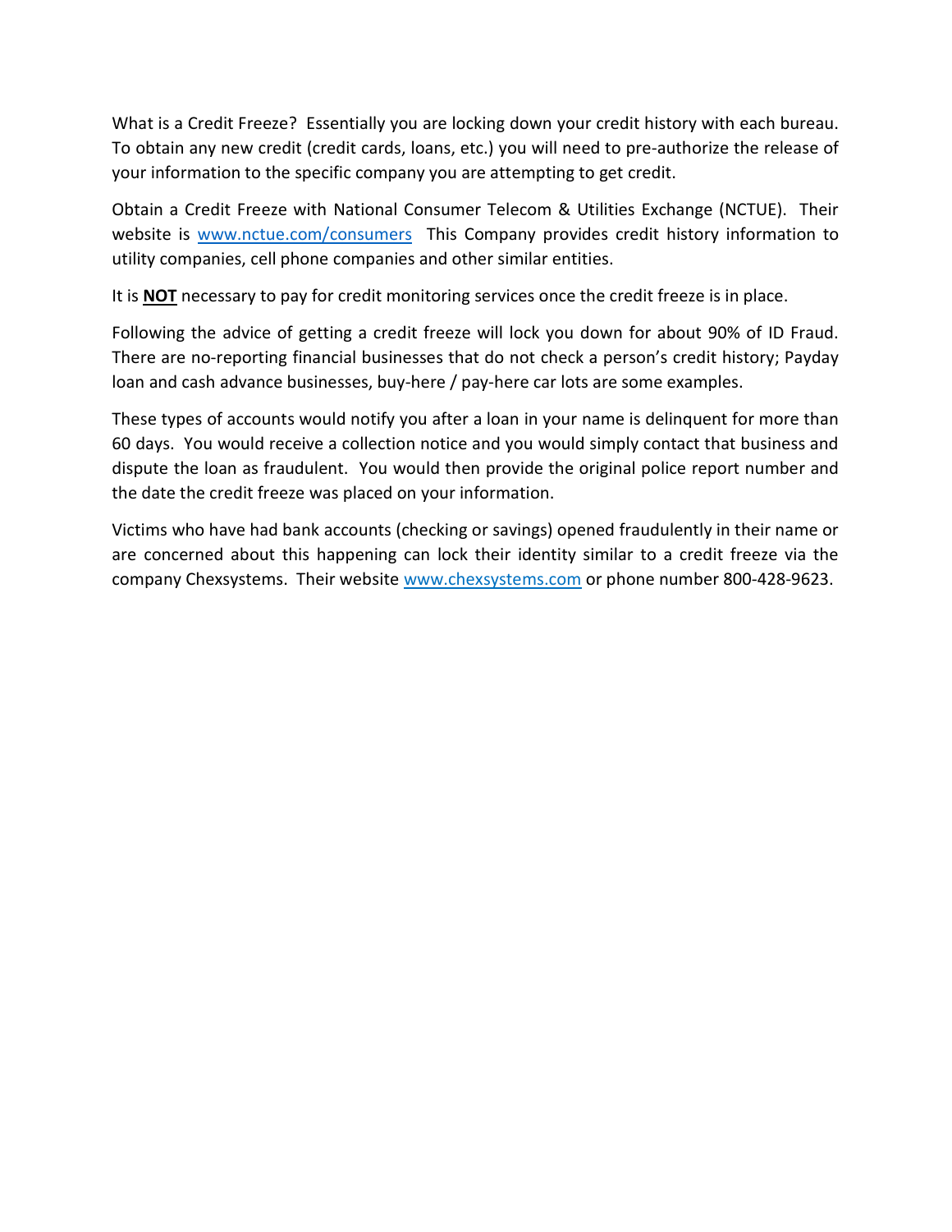What is a Credit Freeze? Essentially you are locking down your credit history with each bureau. To obtain any new credit (credit cards, loans, etc.) you will need to pre-authorize the release of your information to the specific company you are attempting to get credit.

Obtain a Credit Freeze with National Consumer Telecom & Utilities Exchange (NCTUE). Their website is [www.nctue.com/consumers](http://www.nctue.com/consumers) This Company provides credit history information to utility companies, cell phone companies and other similar entities.

It is **NOT** necessary to pay for credit monitoring services once the credit freeze is in place.

Following the advice of getting a credit freeze will lock you down for about 90% of ID Fraud. There are no-reporting financial businesses that do not check a person's credit history; Payday loan and cash advance businesses, buy-here / pay-here car lots are some examples.

These types of accounts would notify you after a loan in your name is delinquent for more than 60 days. You would receive a collection notice and you would simply contact that business and dispute the loan as fraudulent. You would then provide the original police report number and the date the credit freeze was placed on your information.

Victims who have had bank accounts (checking or savings) opened fraudulently in their name or are concerned about this happening can lock their identity similar to a credit freeze via the company Chexsystems. Their website [www.chexsystems.com](http://www.chexsystems.com) or phone number 800-428-9623.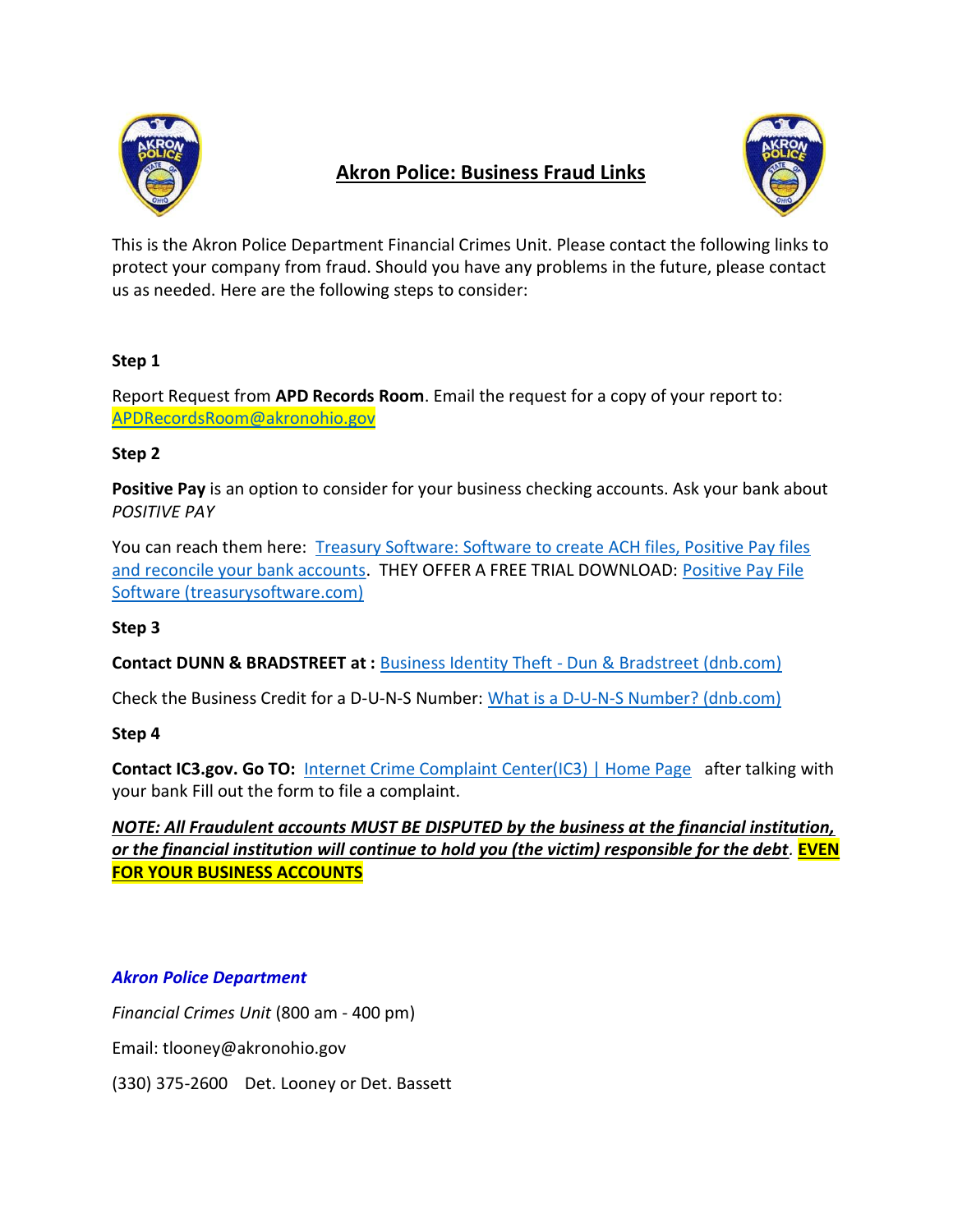# Akron Police: Business Fraud Links

This is the Akron Police Department Financial Crimes Unit. Please contact the following links to protect your company from fraud. Should you have any problems in the future, please contact us as needed. Here are the following steps to consider:

**Step 1**

Report Request from **APD Records Room**. Email the request for a copy of your report to: APDRecordsRoom@akronohio.gov

**Step 2**

**Positive Pay** is an option to consider for your business checking accounts. Ask your bank about *POSITIVE PAY*

You can reach them here: Treasury Software: Software to create ACH files, Positive Pay files and reconcile your bank accounts. THEY OFFER A FREE TRIAL DOWNLOAD: Positive Pay File Software (treasurysoftware.com)

**Step 3**

**Contact DUNN & BRADSTREET at :** Business Identity Theft - Dun & Bradstreet (dnb.com)

Check the Business Credit for a D-U-N-S Number: What is a D-U-N-S Number? (dnb.com)

**Step 4**

**Contact IC3.gov. Go TO:** Internet Crime Complaint Center(IC3) | Home Page after talking with your bank Fill out the form to file a complaint.

***NOTE: All Fraudulent accounts MUST BE DISPUTED by the business at the financial institution, or the financial institution will continue to hold you (the victim) responsible for the debt***. **EVEN FOR YOUR BUSINESS ACCOUNTS**

***Akron Police Department***

*Financial Crimes Unit* (800 am - 400 pm)

Email: tlooney@akronohio.gov

(330) 375-2600 Det. Looney or Det. Bassett